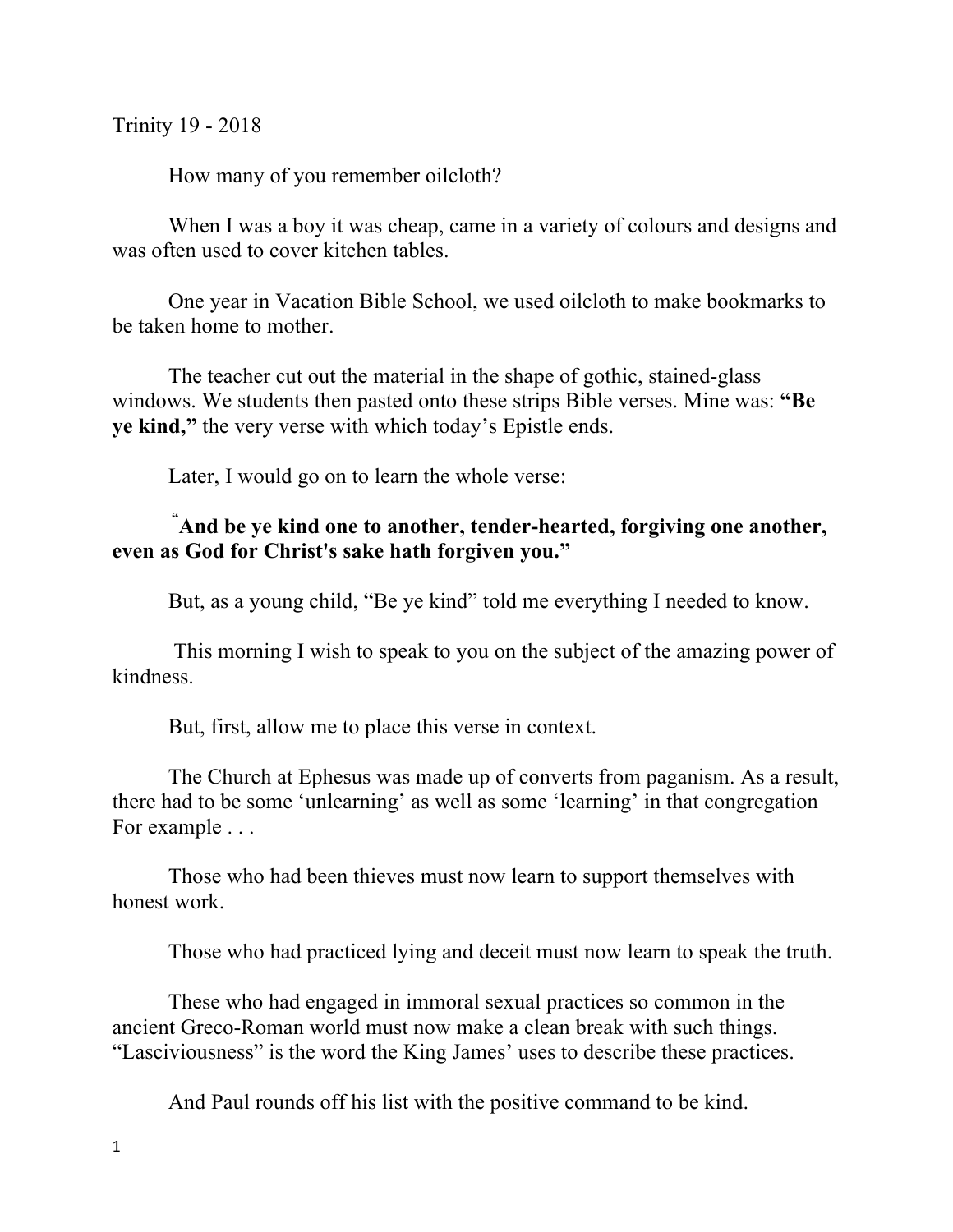Trinity 19 - 2018

How many of you remember oilcloth?

When I was a boy it was cheap, came in a variety of colours and designs and was often used to cover kitchen tables.

One year in Vacation Bible School, we used oilcloth to make bookmarks to be taken home to mother.

The teacher cut out the material in the shape of gothic, stained-glass windows. We students then pasted onto these strips Bible verses. Mine was: **"Be ye kind,"** the very verse with which today's Epistle ends.

Later, I would go on to learn the whole verse:

**"And be ye kind one to another, tender-hearted, forgiving one another, even as God for Christ's sake hath forgiven you."**

But, as a young child, "Be ye kind" told me everything I needed to know.

This morning I wish to speak to you on the subject of the amazing power of kindness.

But, first, allow me to place this verse in context.

The Church at Ephesus was made up of converts from paganism. As a result, there had to be some 'unlearning' as well as some 'learning' in that congregation For example . . .

Those who had been thieves must now learn to support themselves with honest work.

Those who had practiced lying and deceit must now learn to speak the truth.

These who had engaged in immoral sexual practices so common in the ancient Greco-Roman world must now make a clean break with such things. "Lasciviousness" is the word the King James' uses to describe these practices.

And Paul rounds off his list with the positive command to be kind.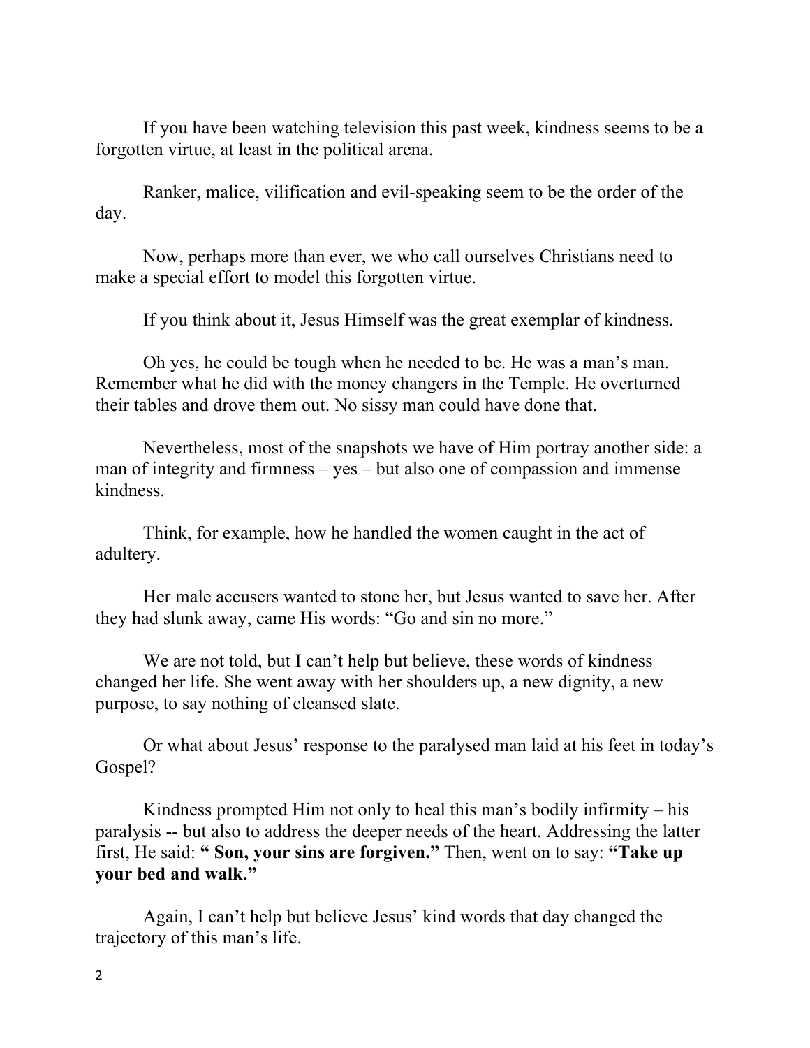If you have been watching television this past week, kindness seems to be a forgotten virtue, at least in the political arena.

Ranker, malice, vilification and evil-speaking seem to be the order of the day.

Now, perhaps more than ever, we who call ourselves Christians need to make a <u>special</u> effort to model this forgotten virtue.

If you think about it, Jesus Himself was the great exemplar of kindness.

Oh yes, he could be tough when he needed to be. He was a man's man. Remember what he did with the money changers in the Temple. He overturned their tables and drove them out. No sissy man could have done that.

Nevertheless, most of the snapshots we have of Him portray another side: a man of integrity and firmness – yes – but also one of compassion and immense kindness.

Think, for example, how he handled the women caught in the act of adultery.

Her male accusers wanted to stone her, but Jesus wanted to save her. After they had slunk away, came His words: "Go and sin no more."

We are not told, but I can't help but believe, these words of kindness changed her life. She went away with her shoulders up, a new dignity, a new purpose, to say nothing of cleansed slate.

Or what about Jesus' response to the paralysed man laid at his feet in today's Gospel?

Kindness prompted Him not only to heal this man's bodily infirmity – his paralysis -- but also to address the deeper needs of the heart. Addressing the latter first, He said: **" Son, your sins are forgiven."** Then, went on to say: **"Take up your bed and walk."**

Again, I can't help but believe Jesus' kind words that day changed the trajectory of this man's life.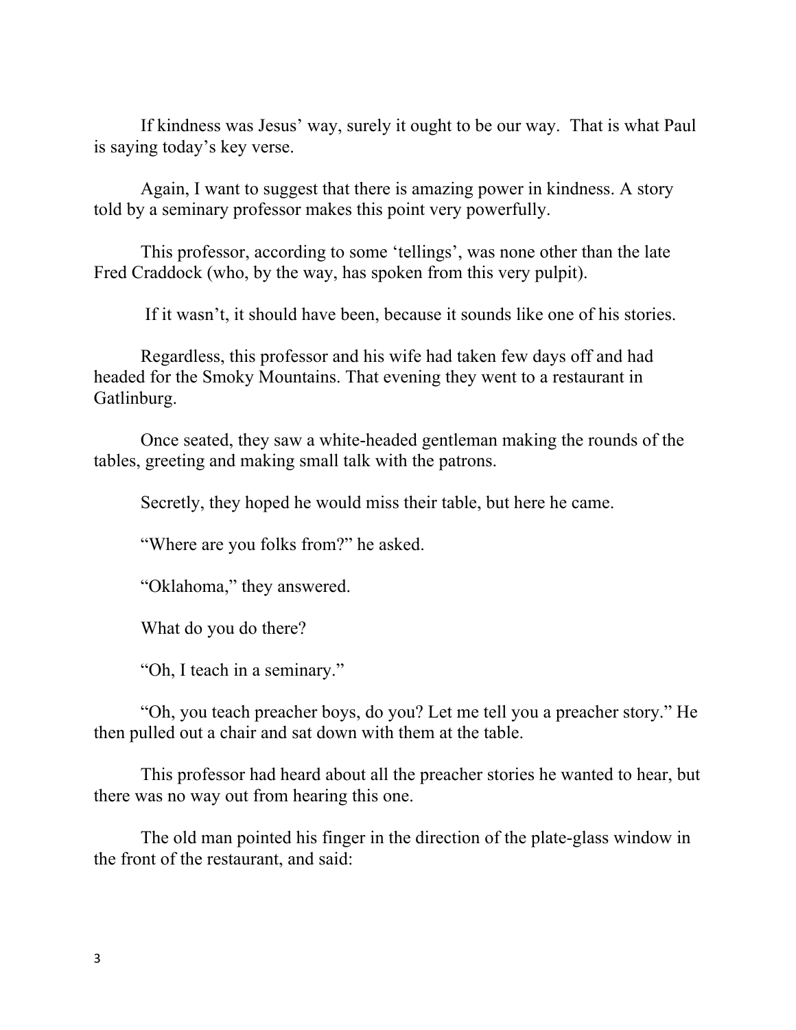If kindness was Jesus' way, surely it ought to be our way. That is what Paul is saying today's key verse.

Again, I want to suggest that there is amazing power in kindness. A story told by a seminary professor makes this point very powerfully.

This professor, according to some 'tellings', was none other than the late Fred Craddock (who, by the way, has spoken from this very pulpit).

If it wasn't, it should have been, because it sounds like one of his stories.

Regardless, this professor and his wife had taken few days off and had headed for the Smoky Mountains. That evening they went to a restaurant in Gatlinburg.

Once seated, they saw a white-headed gentleman making the rounds of the tables, greeting and making small talk with the patrons.

Secretly, they hoped he would miss their table, but here he came.

"Where are you folks from?" he asked.

"Oklahoma," they answered.

What do you do there?

"Oh, I teach in a seminary."

"Oh, you teach preacher boys, do you? Let me tell you a preacher story." He then pulled out a chair and sat down with them at the table.

This professor had heard about all the preacher stories he wanted to hear, but there was no way out from hearing this one.

The old man pointed his finger in the direction of the plate-glass window in the front of the restaurant, and said: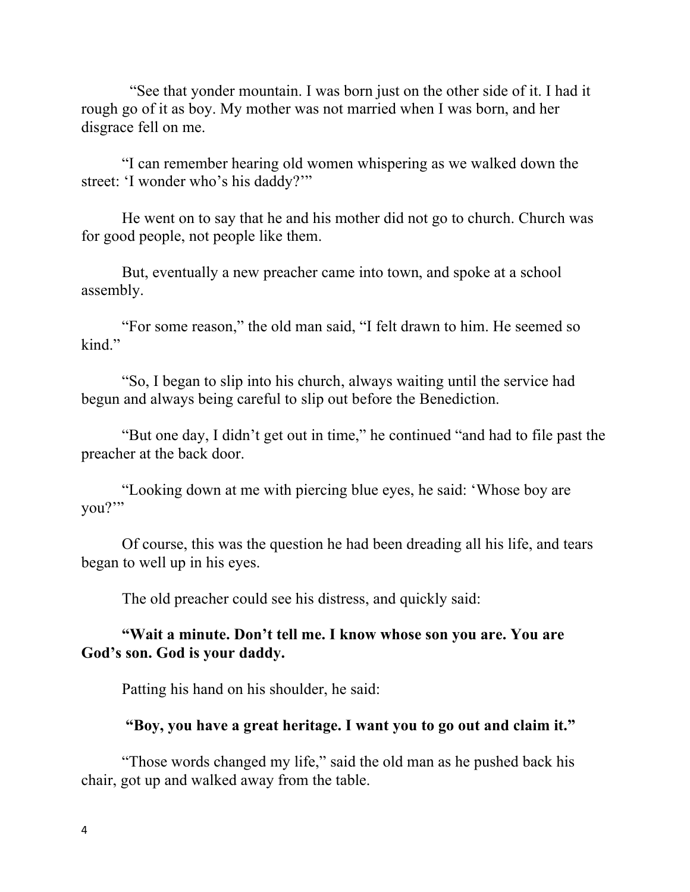"See that yonder mountain. I was born just on the other side of it. I had it rough go of it as boy. My mother was not married when I was born, and her disgrace fell on me.

"I can remember hearing old women whispering as we walked down the street: 'I wonder who's his daddy?'"

He went on to say that he and his mother did not go to church. Church was for good people, not people like them.

But, eventually a new preacher came into town, and spoke at a school assembly.

"For some reason," the old man said, "I felt drawn to him. He seemed so kind."

"So, I began to slip into his church, always waiting until the service had begun and always being careful to slip out before the Benediction.

"But one day, I didn't get out in time," he continued "and had to file past the preacher at the back door.

"Looking down at me with piercing blue eyes, he said: 'Whose boy are you?'"

Of course, this was the question he had been dreading all his life, and tears began to well up in his eyes.

The old preacher could see his distress, and quickly said:

**"Wait a minute. Don't tell me. I know whose son you are. You are God's son. God is your daddy.**

Patting his hand on his shoulder, he said:

**"Boy, you have a great heritage. I want you to go out and claim it."**

"Those words changed my life," said the old man as he pushed back his chair, got up and walked away from the table.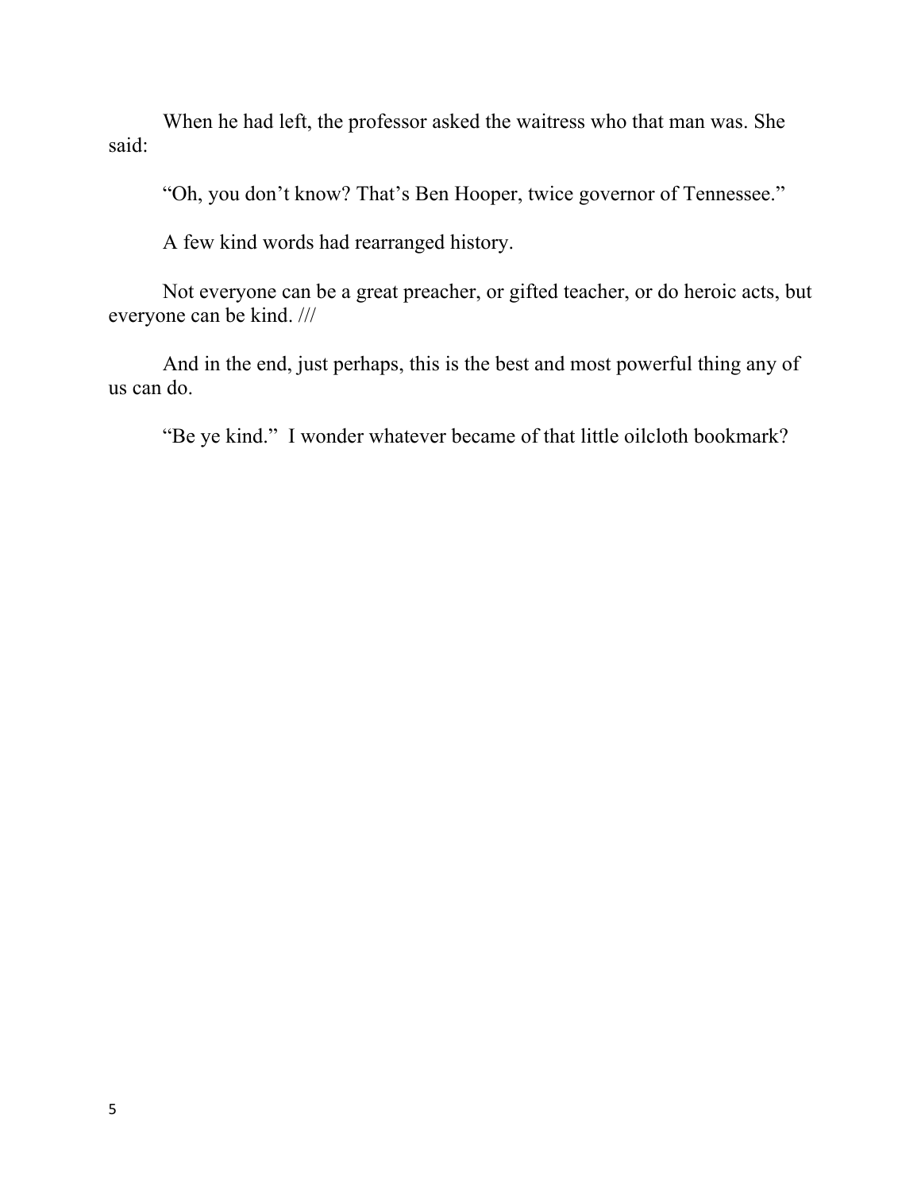When he had left, the professor asked the waitress who that man was. She said:

“Oh, you don’t know? That’s Ben Hooper, twice governor of Tennessee.”

A few kind words had rearranged history.

Not everyone can be a great preacher, or gifted teacher, or do heroic acts, but everyone can be kind. ///

And in the end, just perhaps, this is the best and most powerful thing any of us can do.

“Be ye kind.” I wonder whatever became of that little oilcloth bookmark?